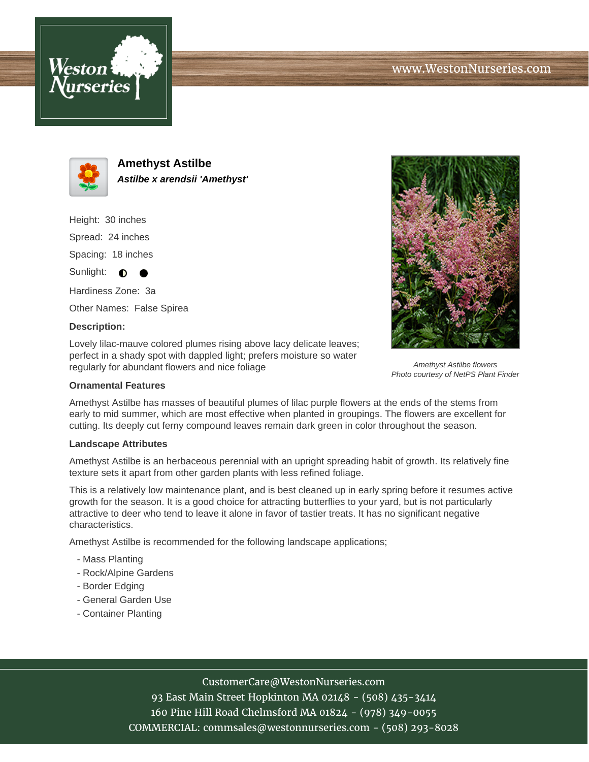www.WestonNurseries.com

# Amethyst Astilbe

***Astilbe x arendsii 'Amethyst'***

Height: 30 inches

Spread: 24 inches

Spacing: 18 inches

Sunlight: ◐ ●

Hardiness Zone: 3a

Other Names: False Spirea

**Description:**

Lovely lilac-mauve colored plumes rising above lacy delicate leaves; perfect in a shady spot with dappled light; prefers moisture so water regularly for abundant flowers and nice foliage

*Amethyst Astilbe flowers*
*Photo courtesy of NetPS Plant Finder*

### Ornamental Features

Amethyst Astilbe has masses of beautiful plumes of lilac purple flowers at the ends of the stems from early to mid summer, which are most effective when planted in groupings. The flowers are excellent for cutting. Its deeply cut ferny compound leaves remain dark green in color throughout the season.

### Landscape Attributes

Amethyst Astilbe is an herbaceous perennial with an upright spreading habit of growth. Its relatively fine texture sets it apart from other garden plants with less refined foliage.

This is a relatively low maintenance plant, and is best cleaned up in early spring before it resumes active growth for the season. It is a good choice for attracting butterflies to your yard, but is not particularly attractive to deer who tend to leave it alone in favor of tastier treats. It has no significant negative characteristics.

Amethyst Astilbe is recommended for the following landscape applications;

- Mass Planting
- Rock/Alpine Gardens
- Border Edging
- General Garden Use
- Container Planting

CustomerCare@WestonNurseries.com
93 East Main Street Hopkinton MA 02148 - (508) 435-3414
160 Pine Hill Road Chelmsford MA 01824 - (978) 349-0055
COMMERCIAL: commsales@westonnurseries.com - (508) 293-8028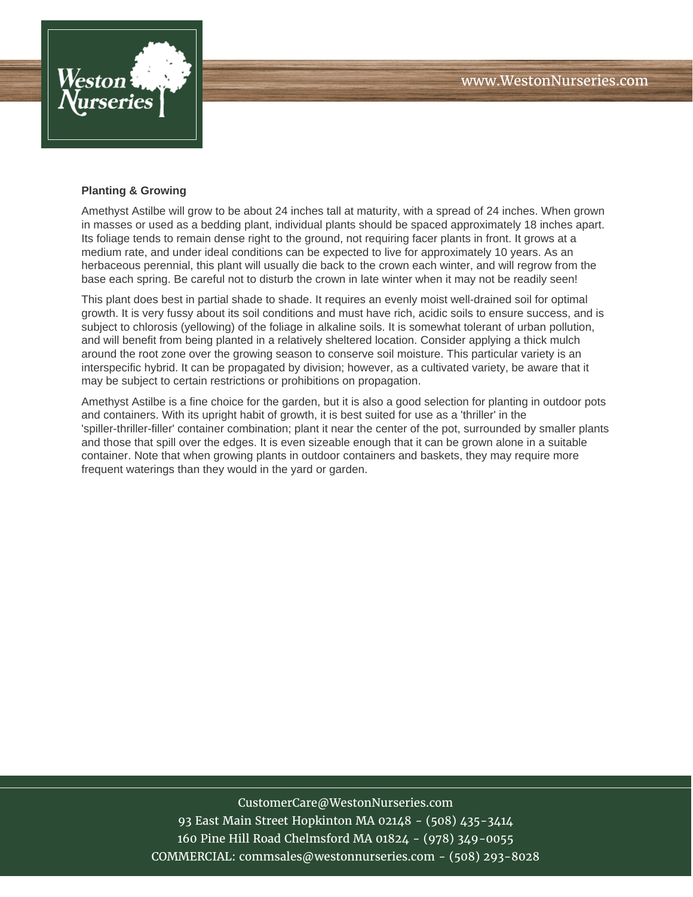### Planting & Growing

Amethyst Astilbe will grow to be about 24 inches tall at maturity, with a spread of 24 inches. When grown in masses or used as a bedding plant, individual plants should be spaced approximately 18 inches apart. Its foliage tends to remain dense right to the ground, not requiring facer plants in front. It grows at a medium rate, and under ideal conditions can be expected to live for approximately 10 years. As an herbaceous perennial, this plant will usually die back to the crown each winter, and will regrow from the base each spring. Be careful not to disturb the crown in late winter when it may not be readily seen!

This plant does best in partial shade to shade. It requires an evenly moist well-drained soil for optimal growth. It is very fussy about its soil conditions and must have rich, acidic soils to ensure success, and is subject to chlorosis (yellowing) of the foliage in alkaline soils. It is somewhat tolerant of urban pollution, and will benefit from being planted in a relatively sheltered location. Consider applying a thick mulch around the root zone over the growing season to conserve soil moisture. This particular variety is an interspecific hybrid. It can be propagated by division; however, as a cultivated variety, be aware that it may be subject to certain restrictions or prohibitions on propagation.

Amethyst Astilbe is a fine choice for the garden, but it is also a good selection for planting in outdoor pots and containers. With its upright habit of growth, it is best suited for use as a 'thriller' in the 'spiller-thriller-filler' container combination; plant it near the center of the pot, surrounded by smaller plants and those that spill over the edges. It is even sizeable enough that it can be grown alone in a suitable container. Note that when growing plants in outdoor containers and baskets, they may require more frequent waterings than they would in the yard or garden.